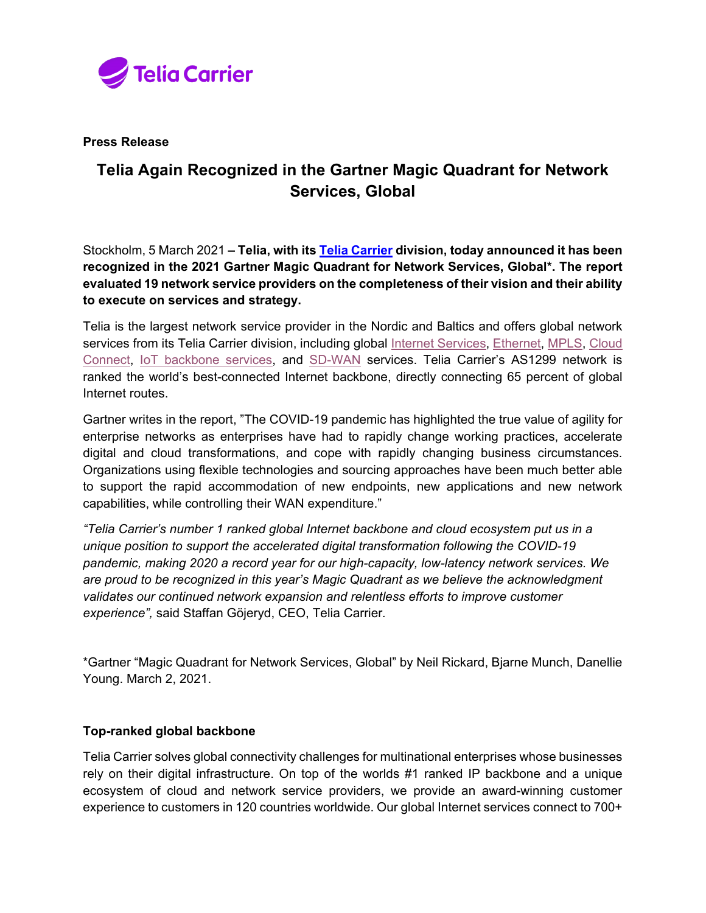Telia Carrier

**Press Release**

# Telia Again Recognized in the Gartner Magic Quadrant for Network Services, Global

Stockholm, 5 March 2021 **– Telia, with its Telia Carrier division, today announced it has been recognized in the 2021 Gartner Magic Quadrant for Network Services, Global*. The report evaluated 19 network service providers on the completeness of their vision and their ability to execute on services and strategy.**

Telia is the largest network service provider in the Nordic and Baltics and offers global network services from its Telia Carrier division, including global Internet Services, Ethernet, MPLS, Cloud Connect, IoT backbone services, and SD-WAN services. Telia Carrier's AS1299 network is ranked the world's best-connected Internet backbone, directly connecting 65 percent of global Internet routes.

Gartner writes in the report, "The COVID-19 pandemic has highlighted the true value of agility for enterprise networks as enterprises have had to rapidly change working practices, accelerate digital and cloud transformations, and cope with rapidly changing business circumstances. Organizations using flexible technologies and sourcing approaches have been much better able to support the rapid accommodation of new endpoints, new applications and new network capabilities, while controlling their WAN expenditure."

*"Telia Carrier's number 1 ranked global Internet backbone and cloud ecosystem put us in a unique position to support the accelerated digital transformation following the COVID-19 pandemic, making 2020 a record year for our high-capacity, low-latency network services. We are proud to be recognized in this year's Magic Quadrant as we believe the acknowledgment validates our continued network expansion and relentless efforts to improve customer experience",* said Staffan Göjeryd, CEO, Telia Carrier.

*Gartner "Magic Quadrant for Network Services, Global" by Neil Rickard, Bjarne Munch, Danellie Young. March 2, 2021.

## Top-ranked global backbone

Telia Carrier solves global connectivity challenges for multinational enterprises whose businesses rely on their digital infrastructure. On top of the worlds #1 ranked IP backbone and a unique ecosystem of cloud and network service providers, we provide an award-winning customer experience to customers in 120 countries worldwide. Our global Internet services connect to 700+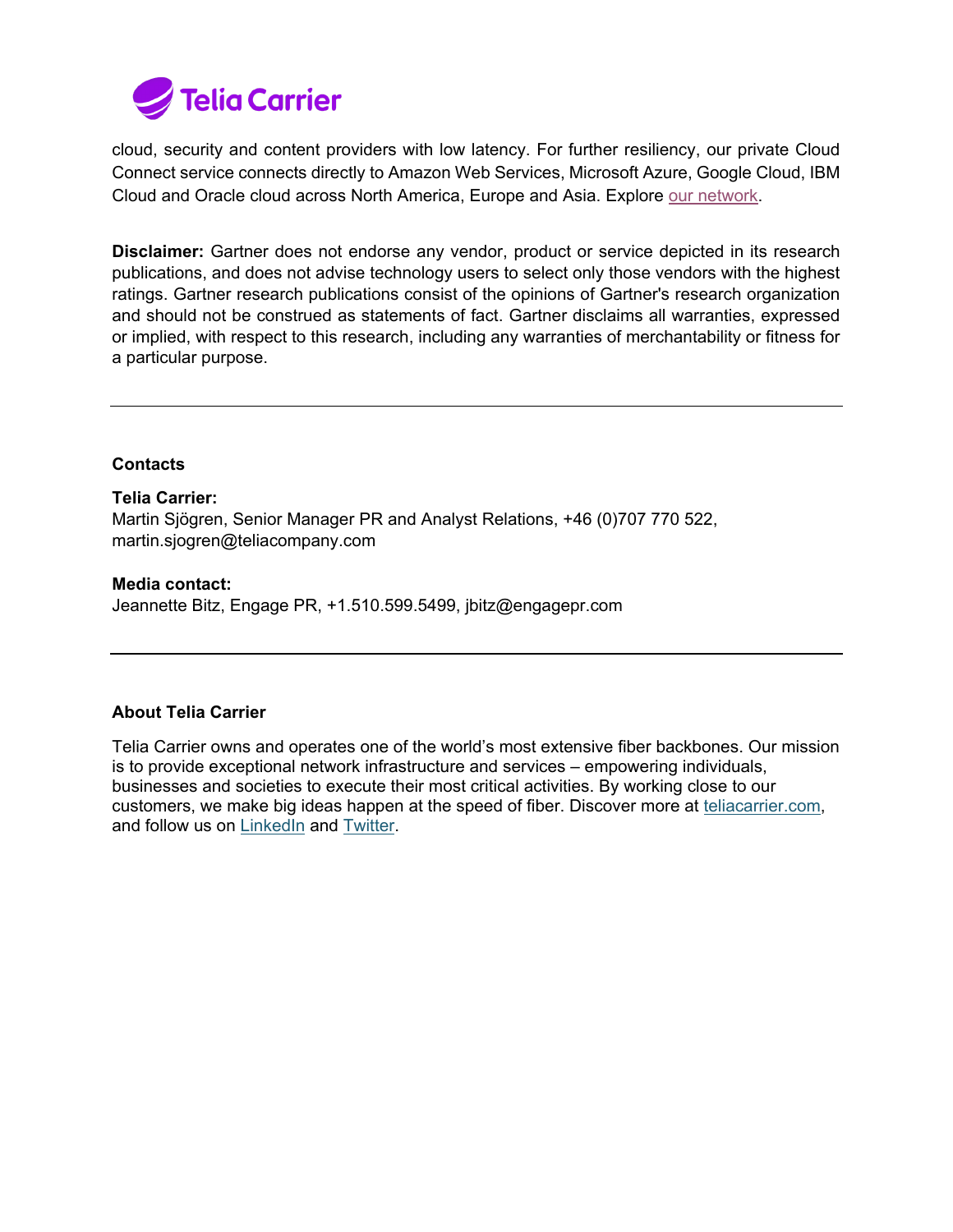cloud, security and content providers with low latency. For further resiliency, our private Cloud Connect service connects directly to Amazon Web Services, Microsoft Azure, Google Cloud, IBM Cloud and Oracle cloud across North America, Europe and Asia. Explore our network.

**Disclaimer:** Gartner does not endorse any vendor, product or service depicted in its research publications, and does not advise technology users to select only those vendors with the highest ratings. Gartner research publications consist of the opinions of Gartner's research organization and should not be construed as statements of fact. Gartner disclaims all warranties, expressed or implied, with respect to this research, including any warranties of merchantability or fitness for a particular purpose.

---

**Contacts**

**Telia Carrier:**
Martin Sjögren, Senior Manager PR and Analyst Relations, +46 (0)707 770 522, martin.sjogren@teliacompany.com

**Media contact:**
Jeannette Bitz, Engage PR, +1.510.599.5499, jbitz@engagepr.com

---

**About Telia Carrier**

Telia Carrier owns and operates one of the world's most extensive fiber backbones. Our mission is to provide exceptional network infrastructure and services – empowering individuals, businesses and societies to execute their most critical activities. By working close to our customers, we make big ideas happen at the speed of fiber. Discover more at teliacarrier.com, and follow us on LinkedIn and Twitter.